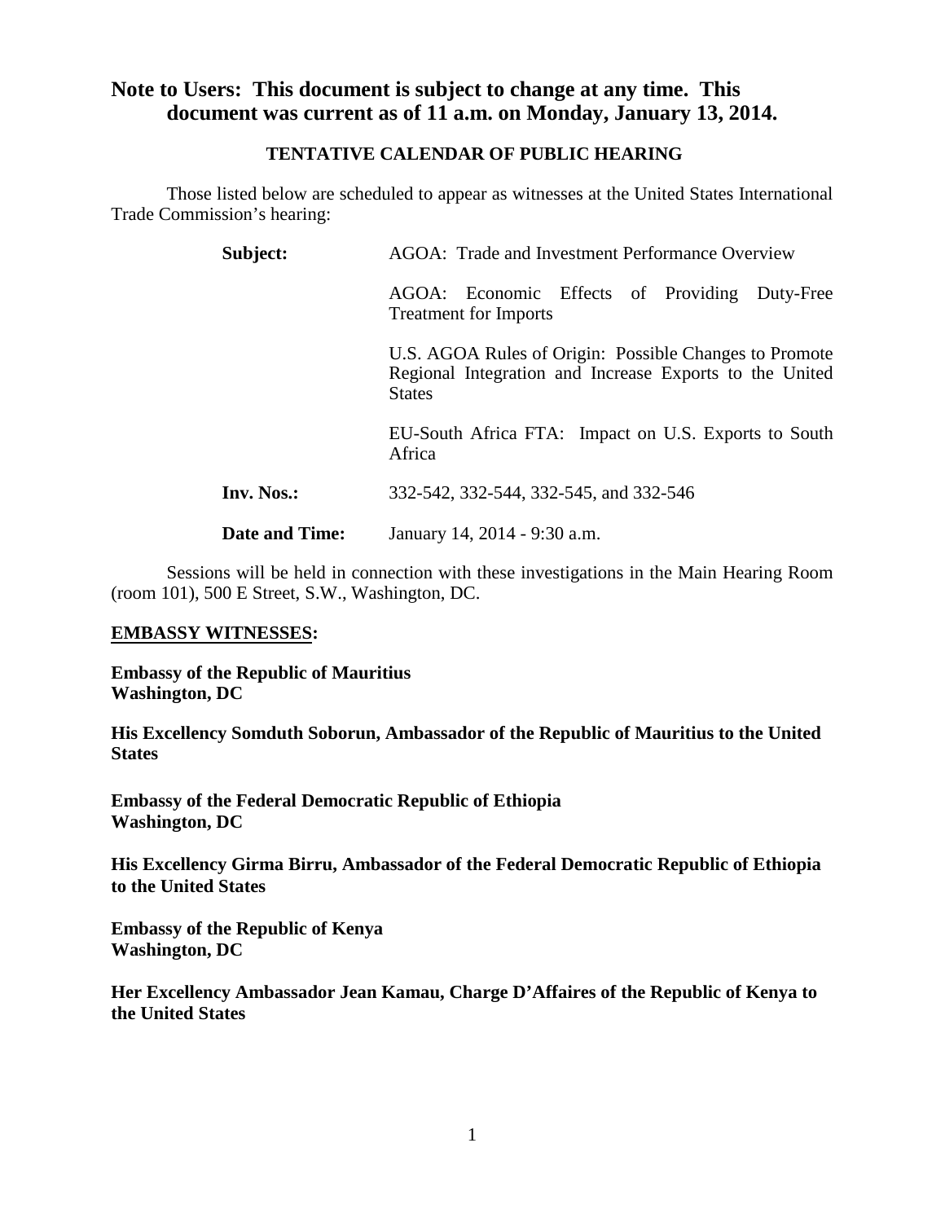**Note to Users: This document is subject to change at any time. This document was current as of 11 a.m. on Monday, January 13, 2014.**

**TENTATIVE CALENDAR OF PUBLIC HEARING**

Those listed below are scheduled to appear as witnesses at the United States International Trade Commission's hearing:

**Subject:** AGOA: Trade and Investment Performance Overview

AGOA: Economic Effects of Providing Duty-Free Treatment for Imports

U.S. AGOA Rules of Origin: Possible Changes to Promote Regional Integration and Increase Exports to the United States

EU-South Africa FTA: Impact on U.S. Exports to South Africa

**Inv. Nos.:** 332-542, 332-544, 332-545, and 332-546

**Date and Time:** January 14, 2014 - 9:30 a.m.

Sessions will be held in connection with these investigations in the Main Hearing Room (room 101), 500 E Street, S.W., Washington, DC.

**EMBASSY WITNESSES:**

**Embassy of the Republic of Mauritius**
**Washington, DC**

**His Excellency Somduth Soborun, Ambassador of the Republic of Mauritius to the United States**

**Embassy of the Federal Democratic Republic of Ethiopia**
**Washington, DC**

**His Excellency Girma Birru, Ambassador of the Federal Democratic Republic of Ethiopia to the United States**

**Embassy of the Republic of Kenya**
**Washington, DC**

**Her Excellency Ambassador Jean Kamau, Charge D'Affaires of the Republic of Kenya to the United States**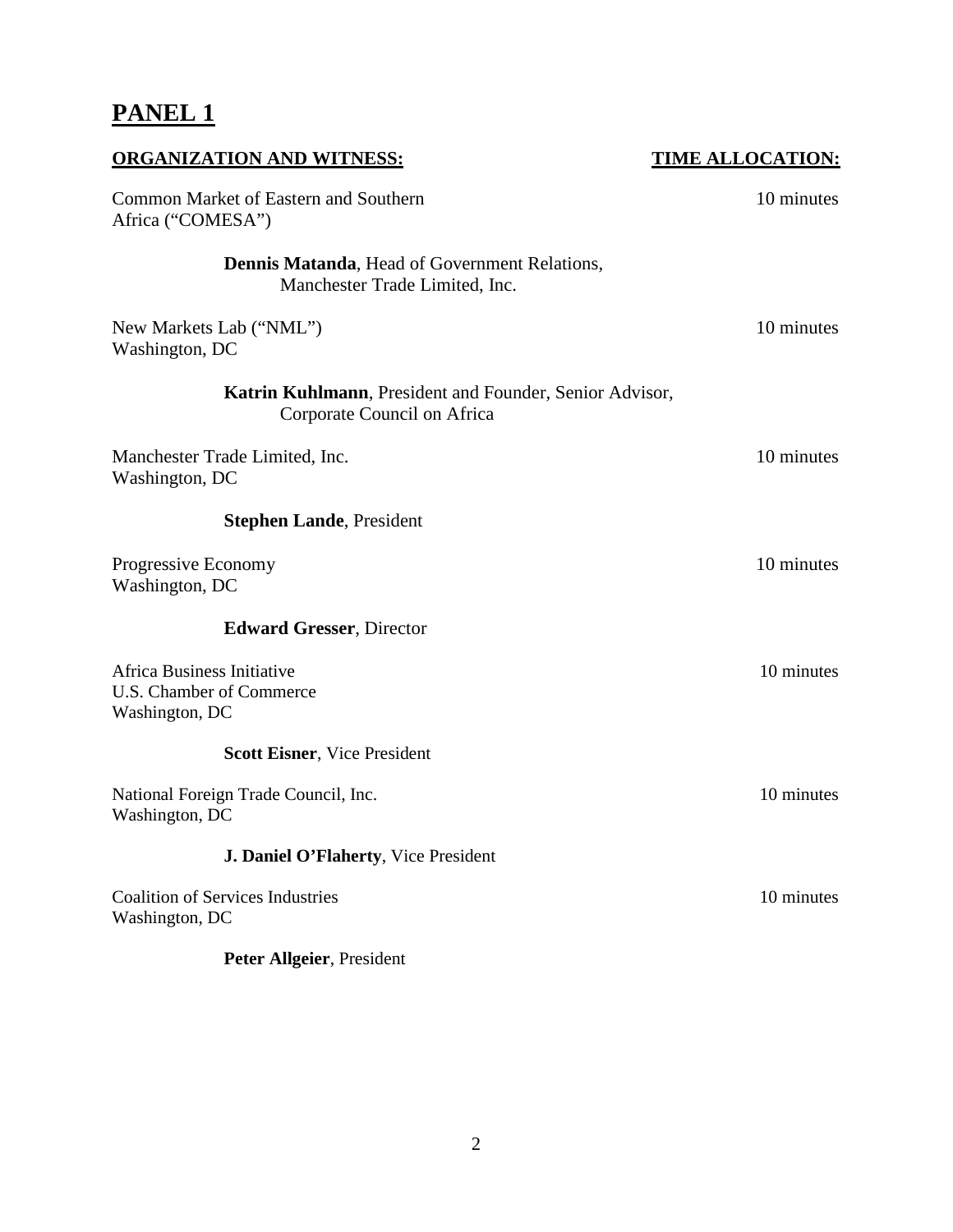# PANEL 1

| ORGANIZATION AND WITNESS: | TIME ALLOCATION: |
|---|---|
| Common Market of Eastern and Southern Africa ("COMESA")<br><br>**Dennis Matanda**, Head of Government Relations, Manchester Trade Limited, Inc. | 10 minutes |
| New Markets Lab ("NML")<br>Washington, DC<br><br>**Katrin Kuhlmann**, President and Founder, Senior Advisor, Corporate Council on Africa | 10 minutes |
| Manchester Trade Limited, Inc.<br>Washington, DC<br><br>**Stephen Lande**, President | 10 minutes |
| Progressive Economy<br>Washington, DC<br><br>**Edward Gresser**, Director | 10 minutes |
| Africa Business Initiative<br>U.S. Chamber of Commerce<br>Washington, DC<br><br>**Scott Eisner**, Vice President | 10 minutes |
| National Foreign Trade Council, Inc.<br>Washington, DC<br><br>**J. Daniel O'Flaherty**, Vice President | 10 minutes |
| Coalition of Services Industries<br>Washington, DC<br><br>**Peter Allgeier**, President | 10 minutes |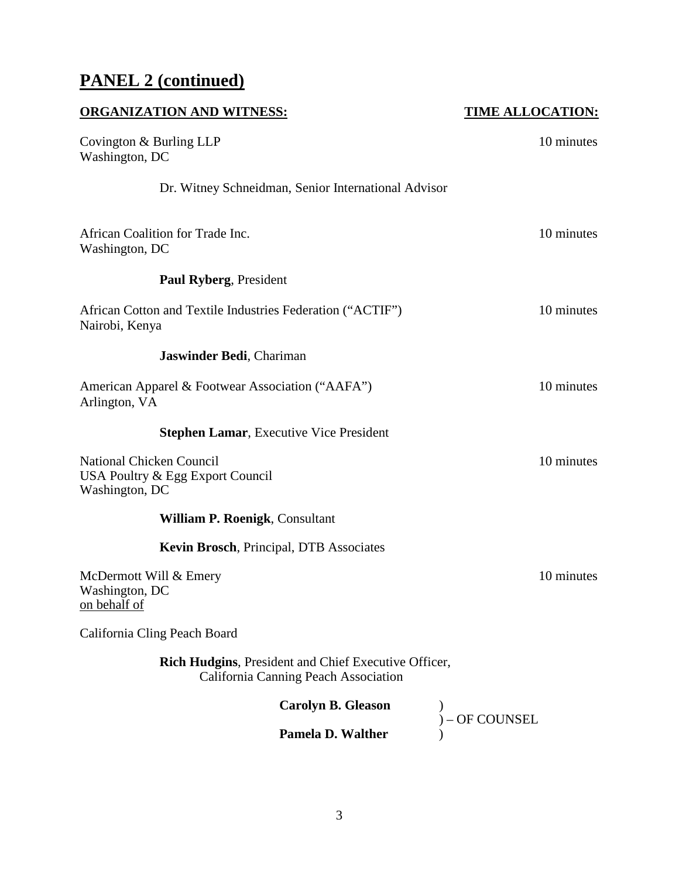## PANEL 2 (continued)

**ORGANIZATION AND WITNESS:** **TIME ALLOCATION:**

Covington & Burling LLP — 10 minutes
Washington, DC

Dr. Witney Schneidman, Senior International Advisor

African Coalition for Trade Inc. — 10 minutes
Washington, DC

**Paul Ryberg**, President

African Cotton and Textile Industries Federation ("ACTIF") — 10 minutes
Nairobi, Kenya

**Jaswinder Bedi**, Chariman

American Apparel & Footwear Association ("AAFA") — 10 minutes
Arlington, VA

**Stephen Lamar**, Executive Vice President

National Chicken Council — 10 minutes
USA Poultry & Egg Export Council
Washington, DC

**William P. Roenigk**, Consultant

**Kevin Brosch**, Principal, DTB Associates

McDermott Will & Emery — 10 minutes
Washington, DC
on behalf of

California Cling Peach Board

**Rich Hudgins**, President and Chief Executive Officer,
California Canning Peach Association

**Carolyn B. Gleason** )
) – OF COUNSEL
**Pamela D. Walther** )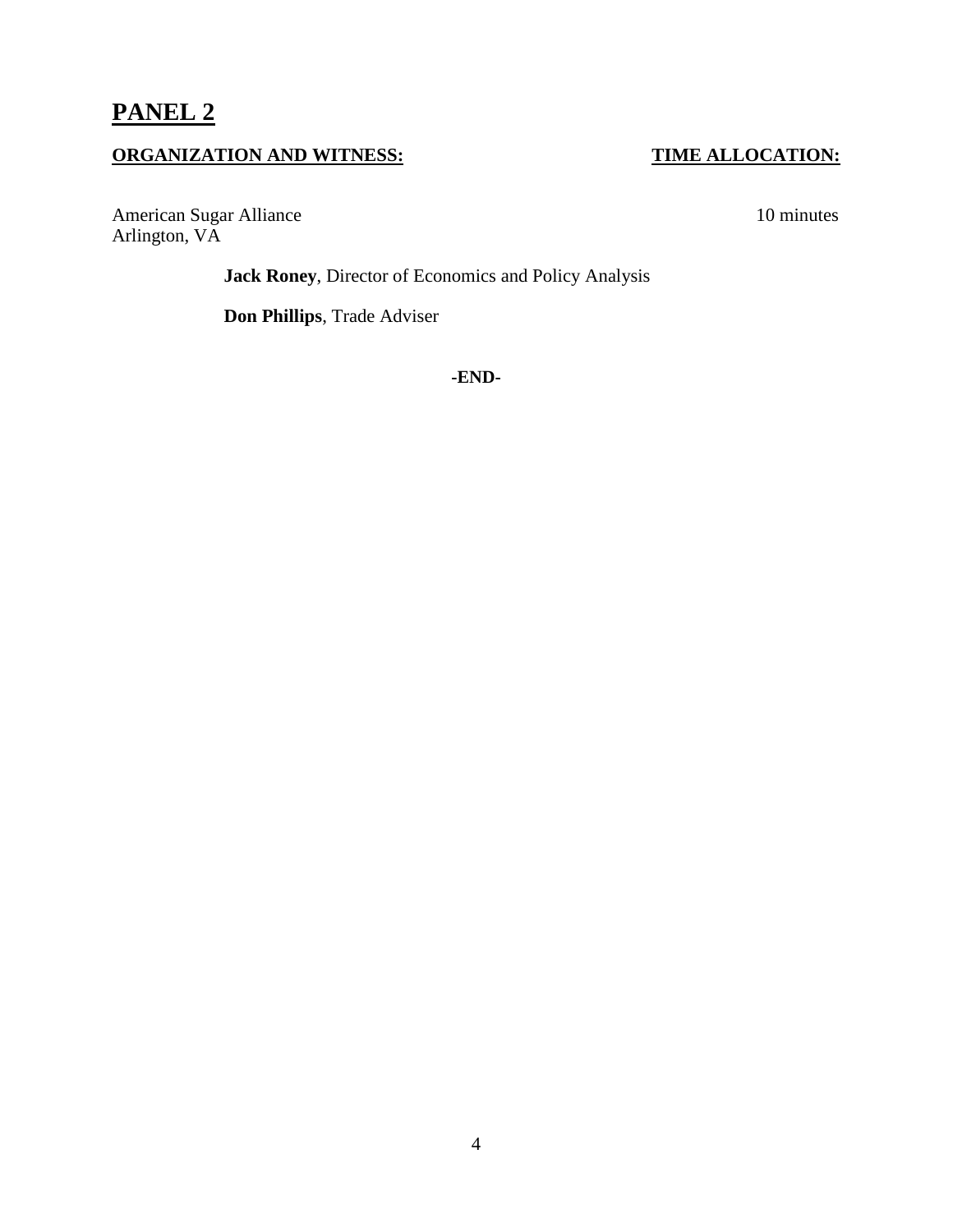# PANEL 2

| **ORGANIZATION AND WITNESS:** | **TIME ALLOCATION:** |
|---|---|
| American Sugar Alliance<br>Arlington, VA | 10 minutes |

**Jack Roney**, Director of Economics and Policy Analysis

**Don Phillips**, Trade Adviser

**-END-**